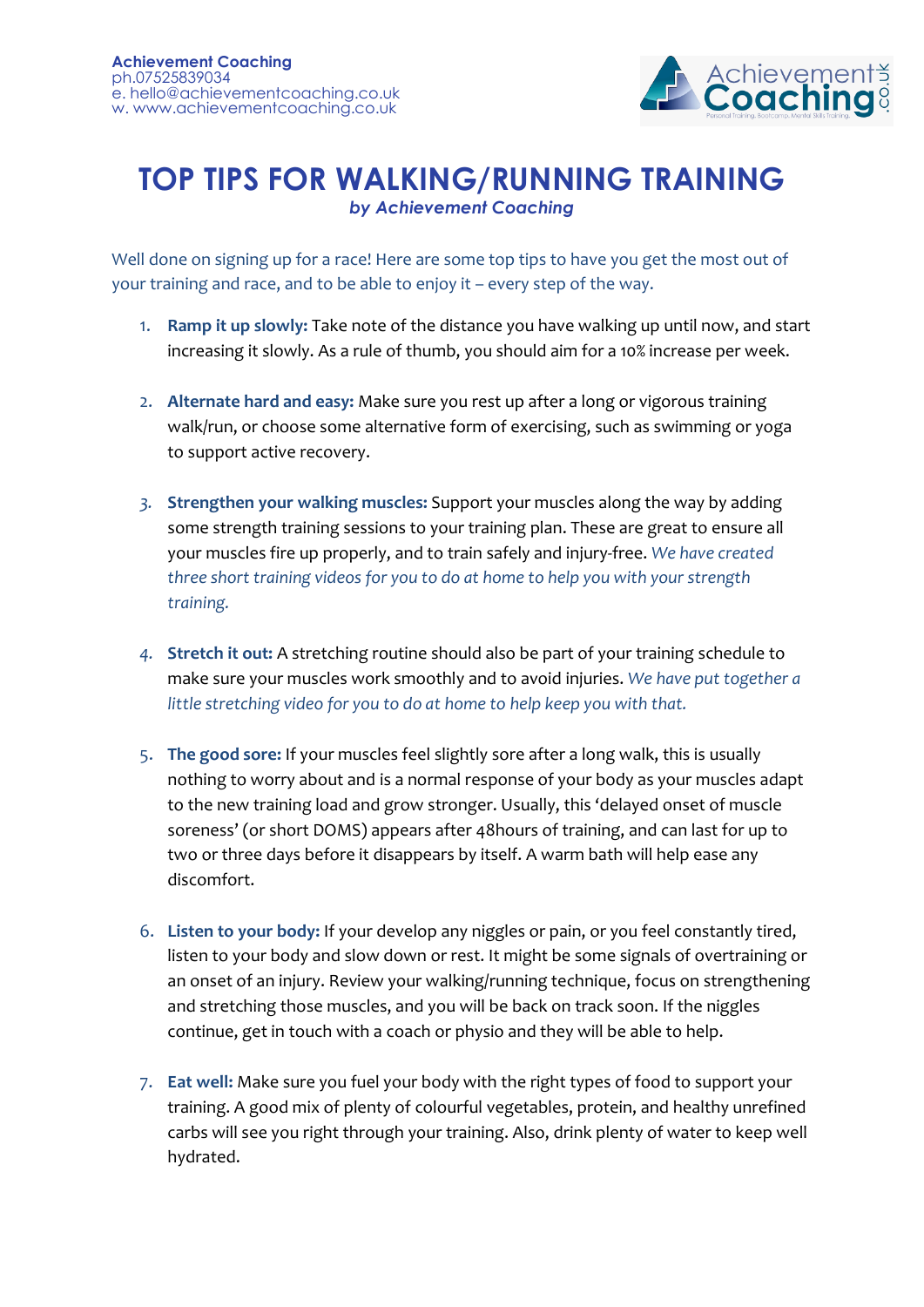**Achievement Coaching**
ph.07525839034
e. hello@achievementcoaching.co.uk
w. www.achievementcoaching.co.uk

# TOP TIPS FOR WALKING/RUNNING TRAINING

*by Achievement Coaching*

Well done on signing up for a race! Here are some top tips to have you get the most out of your training and race, and to be able to enjoy it – every step of the way.

1. **Ramp it up slowly:** Take note of the distance you have walking up until now, and start increasing it slowly. As a rule of thumb, you should aim for a 10% increase per week.

2. **Alternate hard and easy:** Make sure you rest up after a long or vigorous training walk/run, or choose some alternative form of exercising, such as swimming or yoga to support active recovery.

3. **Strengthen your walking muscles:** Support your muscles along the way by adding some strength training sessions to your training plan. These are great to ensure all your muscles fire up properly, and to train safely and injury-free. *We have created three short training videos for you to do at home to help you with your strength training.*

4. **Stretch it out:** A stretching routine should also be part of your training schedule to make sure your muscles work smoothly and to avoid injuries. *We have put together a little stretching video for you to do at home to help keep you with that.*

5. **The good sore:** If your muscles feel slightly sore after a long walk, this is usually nothing to worry about and is a normal response of your body as your muscles adapt to the new training load and grow stronger. Usually, this 'delayed onset of muscle soreness' (or short DOMS) appears after 48hours of training, and can last for up to two or three days before it disappears by itself. A warm bath will help ease any discomfort.

6. **Listen to your body:** If your develop any niggles or pain, or you feel constantly tired, listen to your body and slow down or rest. It might be some signals of overtraining or an onset of an injury. Review your walking/running technique, focus on strengthening and stretching those muscles, and you will be back on track soon. If the niggles continue, get in touch with a coach or physio and they will be able to help.

7. **Eat well:** Make sure you fuel your body with the right types of food to support your training. A good mix of plenty of colourful vegetables, protein, and healthy unrefined carbs will see you right through your training. Also, drink plenty of water to keep well hydrated.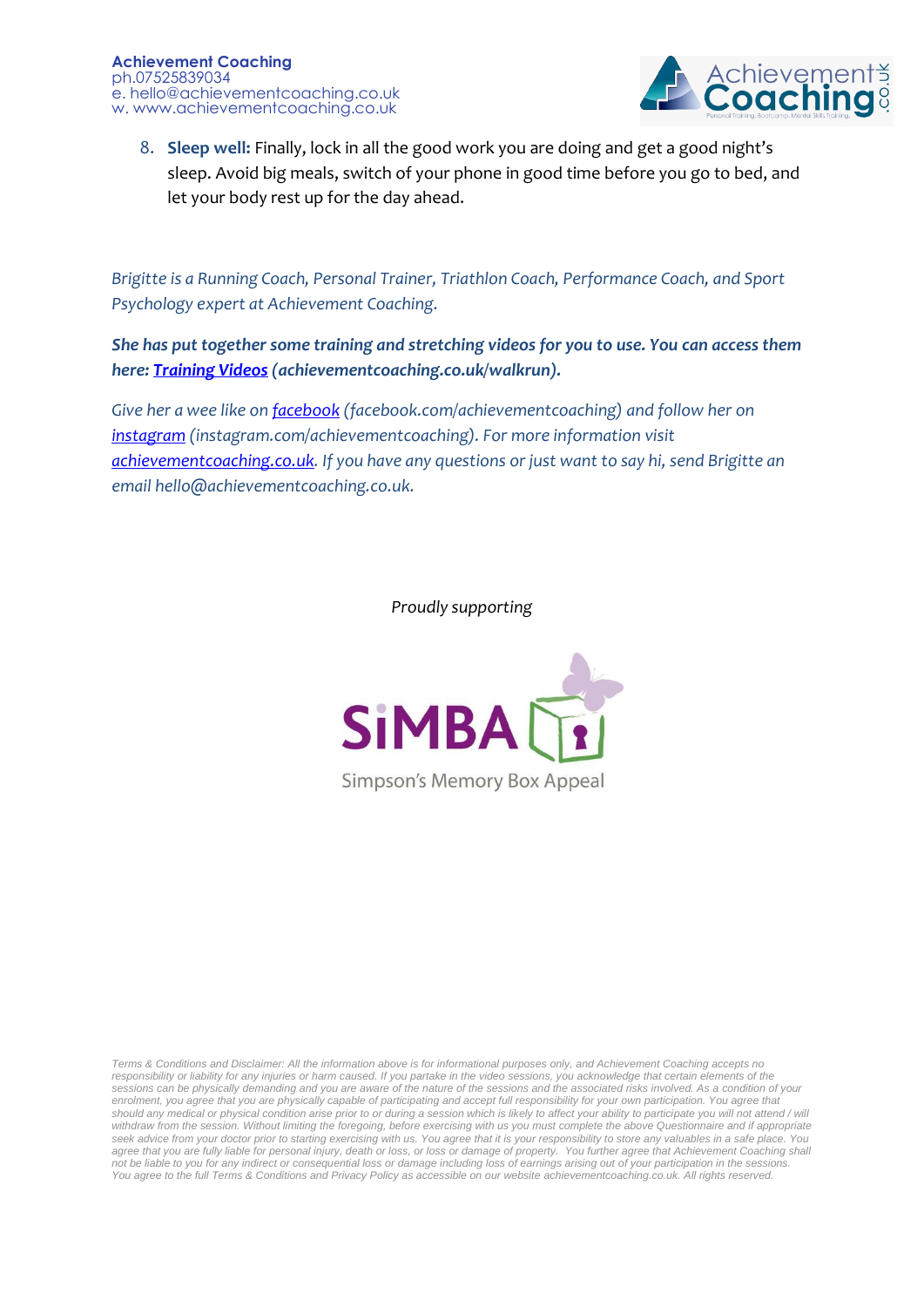8. **Sleep well:** Finally, lock in all the good work you are doing and get a good night's sleep. Avoid big meals, switch of your phone in good time before you go to bed, and let your body rest up for the day ahead.

*Brigitte is a Running Coach, Personal Trainer, Triathlon Coach, Performance Coach, and Sport Psychology expert at Achievement Coaching.*

***She has put together some training and stretching videos for you to use. You can access them here: Training Videos (achievementcoaching.co.uk/walkrun).***

*Give her a wee like on facebook (facebook.com/achievementcoaching) and follow her on instagram (instagram.com/achievementcoaching). For more information visit achievementcoaching.co.uk. If you have any questions or just want to say hi, send Brigitte an email hello@achievementcoaching.co.uk.*

*Proudly supporting*

SiMBA

Simpson's Memory Box Appeal

*Terms & Conditions and Disclaimer: All the information above is for informational purposes only, and Achievement Coaching accepts no responsibility or liability for any injuries or harm caused. If you partake in the video sessions, you acknowledge that certain elements of the sessions can be physically demanding and you are aware of the nature of the sessions and the associated risks involved. As a condition of your enrolment, you agree that you are physically capable of participating and accept full responsibility for your own participation. You agree that should any medical or physical condition arise prior to or during a session which is likely to affect your ability to participate you will not attend / will withdraw from the session. Without limiting the foregoing, before exercising with us you must complete the above Questionnaire and if appropriate seek advice from your doctor prior to starting exercising with us. You agree that it is your responsibility to store any valuables in a safe place. You agree that you are fully liable for personal injury, death or loss, or loss or damage of property. You further agree that Achievement Coaching shall not be liable to you for any indirect or consequential loss or damage including loss of earnings arising out of your participation in the sessions. You agree to the full Terms & Conditions and Privacy Policy as accessible on our website achievementcoaching.co.uk. All rights reserved.*